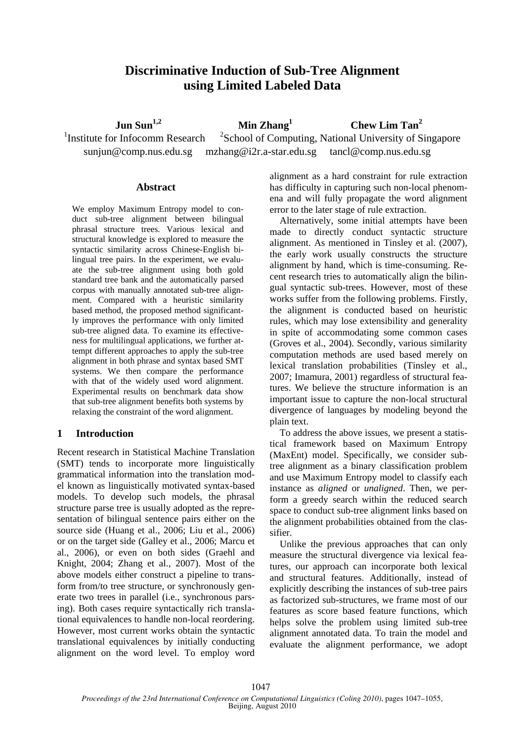# Discriminative Induction of Sub-Tree Alignment using Limited Labeled Data

**Jun Sun**[1,2] **Min Zhang**[1] **Chew Lim Tan**[2]

[1]Institute for Infocomm Research [2]School of Computing, National University of Singapore

sunjun@comp.nus.edu.sg mzhang@i2r.a-star.edu.sg tancl@comp.nus.edu.sg

## Abstract

We employ Maximum Entropy model to conduct sub-tree alignment between bilingual phrasal structure trees. Various lexical and structural knowledge is explored to measure the syntactic similarity across Chinese-English bilingual tree pairs. In the experiment, we evaluate the sub-tree alignment using both gold standard tree bank and the automatically parsed corpus with manually annotated sub-tree alignment. Compared with a heuristic similarity based method, the proposed method significantly improves the performance with only limited sub-tree aligned data. To examine its effectiveness for multilingual applications, we further attempt different approaches to apply the sub-tree alignment in both phrase and syntax based SMT systems. We then compare the performance with that of the widely used word alignment. Experimental results on benchmark data show that sub-tree alignment benefits both systems by relaxing the constraint of the word alignment.

## 1 Introduction

Recent research in Statistical Machine Translation (SMT) tends to incorporate more linguistically grammatical information into the translation model known as linguistically motivated syntax-based models. To develop such models, the phrasal structure parse tree is usually adopted as the representation of bilingual sentence pairs either on the source side (Huang et al., 2006; Liu et al., 2006) or on the target side (Galley et al., 2006; Marcu et al., 2006), or even on both sides (Graehl and Knight, 2004; Zhang et al., 2007). Most of the above models either construct a pipeline to transform from/to tree structure, or synchronously generate two trees in parallel (i.e., synchronous parsing). Both cases require syntactically rich translational equivalences to handle non-local reordering. However, most current works obtain the syntactic translational equivalences by initially conducting alignment on the word level. To employ word alignment as a hard constraint for rule extraction has difficulty in capturing such non-local phenomena and will fully propagate the word alignment error to the later stage of rule extraction.

Alternatively, some initial attempts have been made to directly conduct syntactic structure alignment. As mentioned in Tinsley et al. (2007), the early work usually constructs the structure alignment by hand, which is time-consuming. Recent research tries to automatically align the bilingual syntactic sub-trees. However, most of these works suffer from the following problems. Firstly, the alignment is conducted based on heuristic rules, which may lose extensibility and generality in spite of accommodating some common cases (Groves et al., 2004). Secondly, various similarity computation methods are used based merely on lexical translation probabilities (Tinsley et al., 2007; Imamura, 2001) regardless of structural features. We believe the structure information is an important issue to capture the non-local structural divergence of languages by modeling beyond the plain text.

To address the above issues, we present a statistical framework based on Maximum Entropy (MaxEnt) model. Specifically, we consider sub-tree alignment as a binary classification problem and use Maximum Entropy model to classify each instance as *aligned* or *unaligned*. Then, we perform a greedy search within the reduced search space to conduct sub-tree alignment links based on the alignment probabilities obtained from the classifier.

Unlike the previous approaches that can only measure the structural divergence via lexical features, our approach can incorporate both lexical and structural features. Additionally, instead of explicitly describing the instances of sub-tree pairs as factorized sub-structures, we frame most of our features as score based feature functions, which helps solve the problem using limited sub-tree alignment annotated data. To train the model and evaluate the alignment performance, we adopt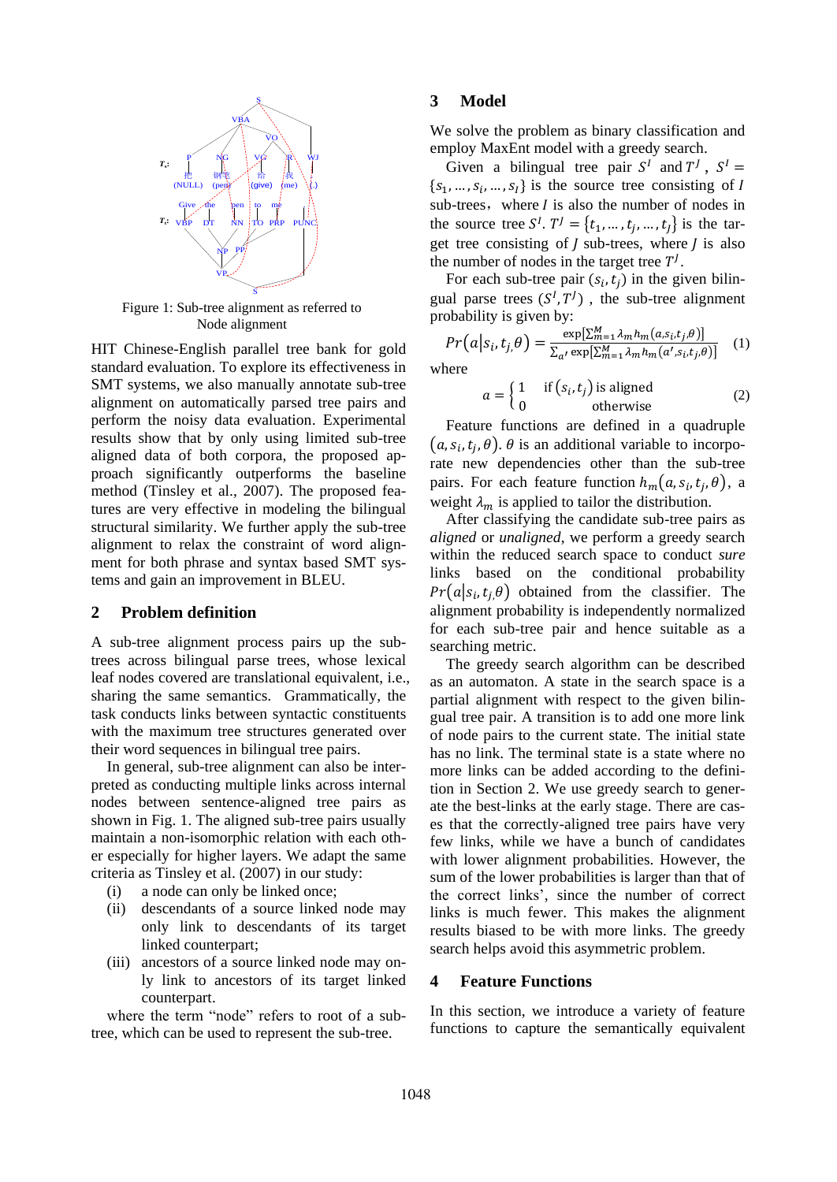Figure 1: Sub-tree alignment as referred to Node alignment

HIT Chinese-English parallel tree bank for gold standard evaluation. To explore its effectiveness in SMT systems, we also manually annotate sub-tree alignment on automatically parsed tree pairs and perform the noisy data evaluation. Experimental results show that by only using limited sub-tree aligned data of both corpora, the proposed approach significantly outperforms the baseline method (Tinsley et al., 2007). The proposed features are very effective in modeling the bilingual structural similarity. We further apply the sub-tree alignment to relax the constraint of word alignment for both phrase and syntax based SMT systems and gain an improvement in BLEU.

## 2 Problem definition

A sub-tree alignment process pairs up the sub-trees across bilingual parse trees, whose lexical leaf nodes covered are translational equivalent, i.e., sharing the same semantics. Grammatically, the task conducts links between syntactic constituents with the maximum tree structures generated over their word sequences in bilingual tree pairs.

In general, sub-tree alignment can also be interpreted as conducting multiple links across internal nodes between sentence-aligned tree pairs as shown in Fig. 1. The aligned sub-tree pairs usually maintain a non-isomorphic relation with each other especially for higher layers. We adapt the same criteria as Tinsley et al. (2007) in our study:

(i) a node can only be linked once;

(ii) descendants of a source linked node may only link to descendants of its target linked counterpart;

(iii) ancestors of a source linked node may only link to ancestors of its target linked counterpart.

where the term "node" refers to root of a sub-tree, which can be used to represent the sub-tree.

## 3 Model

We solve the problem as binary classification and employ MaxEnt model with a greedy search.

Given a bilingual tree pair $S^I$ and $T^J$, $S^I = \{s_1, \ldots, s_i, \ldots, s_I\}$ is the source tree consisting of $I$ sub-trees, where $I$ is also the number of nodes in the source tree $S^I$. $T^J = \{t_1, \ldots, t_j, \ldots, t_J\}$ is the target tree consisting of $J$ sub-trees, where $J$ is also the number of nodes in the target tree $T^J$.

For each sub-tree pair $(s_i, t_j)$ in the given bilingual parse trees $(S^I, T^J)$, the sub-tree alignment probability is given by:

$$Pr(a|s_i, t_j, \theta) = \frac{\exp[\sum_{m=1}^{M} \lambda_m h_m(a, s_i, t_j, \theta)]}{\sum_{a'} \exp[\sum_{m=1}^{M} \lambda_m h_m(a', s_i, t_j, \theta)]} \quad (1)$$

where

$$a = \begin{cases} 1 & \text{if } (s_i, t_j) \text{ is aligned} \\ 0 & \text{otherwise} \end{cases} \quad (2)$$

Feature functions are defined in a quadruple $(a, s_i, t_j, \theta)$. $\theta$ is an additional variable to incorporate new dependencies other than the sub-tree pairs. For each feature function $h_m(a, s_i, t_j, \theta)$, a weight $\lambda_m$ is applied to tailor the distribution.

After classifying the candidate sub-tree pairs as *aligned* or *unaligned*, we perform a greedy search within the reduced search space to conduct *sure* links based on the conditional probability $Pr(a|s_i, t_j, \theta)$ obtained from the classifier. The alignment probability is independently normalized for each sub-tree pair and hence suitable as a searching metric.

The greedy search algorithm can be described as an automaton. A state in the search space is a partial alignment with respect to the given bilingual tree pair. A transition is to add one more link of node pairs to the current state. The initial state has no link. The terminal state is a state where no more links can be added according to the definition in Section 2. We use greedy search to generate the best-links at the early stage. There are cases that the correctly-aligned tree pairs have very few links, while we have a bunch of candidates with lower alignment probabilities. However, the sum of the lower probabilities is larger than that of the correct links', since the number of correct links is much fewer. This makes the alignment results biased to be with more links. The greedy search helps avoid this asymmetric problem.

## 4 Feature Functions

In this section, we introduce a variety of feature functions to capture the semantically equivalent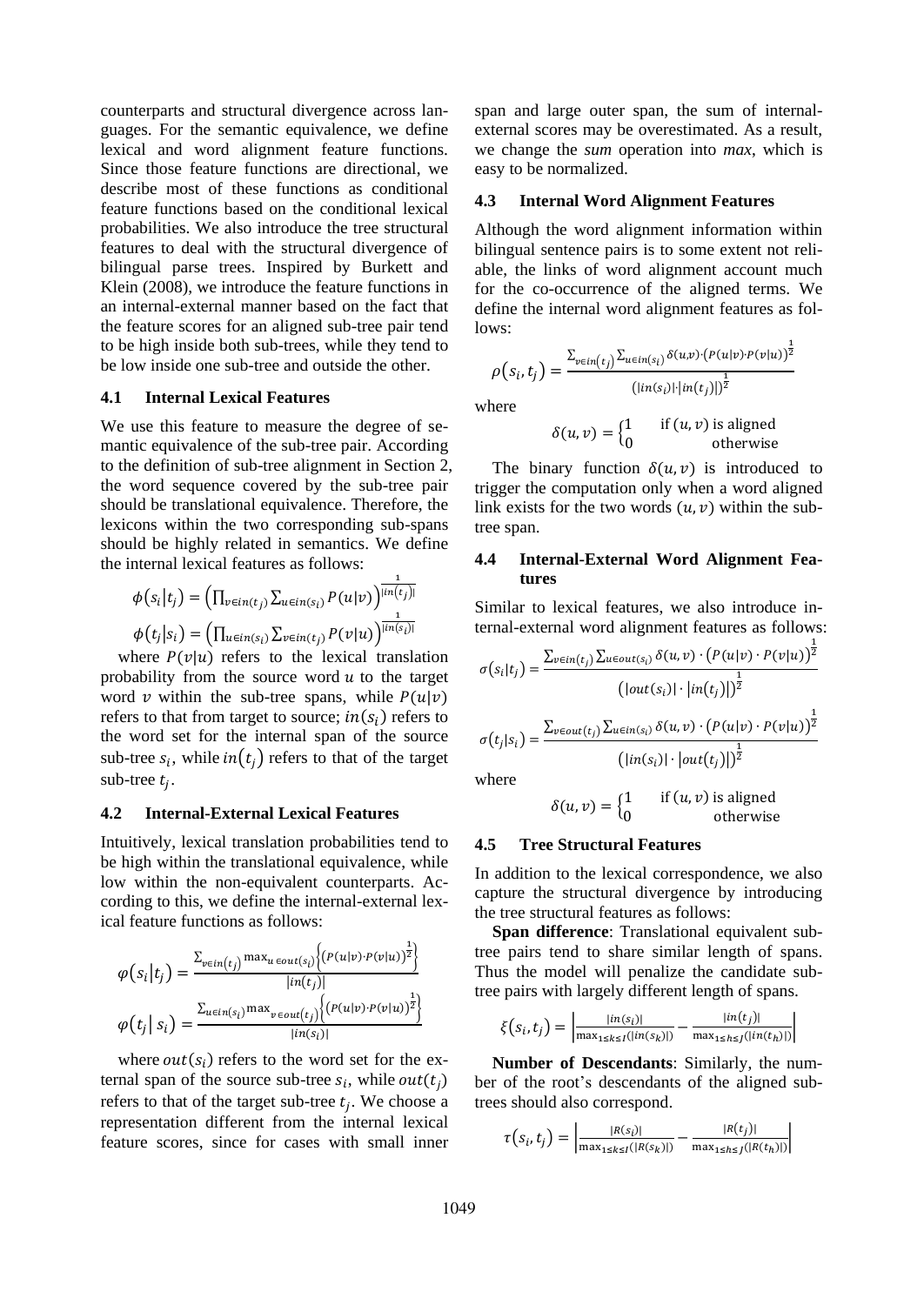counterparts and structural divergence across languages. For the semantic equivalence, we define lexical and word alignment feature functions. Since those feature functions are directional, we describe most of these functions as conditional feature functions based on the conditional lexical probabilities. We also introduce the tree structural features to deal with the structural divergence of bilingual parse trees. Inspired by Burkett and Klein (2008), we introduce the feature functions in an internal-external manner based on the fact that the feature scores for an aligned sub-tree pair tend to be high inside both sub-trees, while they tend to be low inside one sub-tree and outside the other.

### 4.1 Internal Lexical Features

We use this feature to measure the degree of semantic equivalence of the sub-tree pair. According to the definition of sub-tree alignment in Section 2, the word sequence covered by the sub-tree pair should be translational equivalence. Therefore, the lexicons within the two corresponding sub-spans should be highly related in semantics. We define the internal lexical features as follows:

$$\phi(s_i|t_j) = \left(\prod_{v \in in(t_j)} \sum_{u \in in(s_i)} P(u|v)\right)^{\frac{1}{|in(t_j)|}}$$

$$\phi(t_j|s_i) = \left(\prod_{u \in in(s_i)} \sum_{v \in in(t_j)} P(v|u)\right)^{\frac{1}{|in(s_i)|}}$$

where $P(v|u)$ refers to the lexical translation probability from the source word $u$ to the target word $v$ within the sub-tree spans, while $P(u|v)$ refers to that from target to source; $in(s_i)$ refers to the word set for the internal span of the source sub-tree $s_i$, while $in(t_j)$ refers to that of the target sub-tree $t_j$.

### 4.2 Internal-External Lexical Features

Intuitively, lexical translation probabilities tend to be high within the translational equivalence, while low within the non-equivalent counterparts. According to this, we define the internal-external lexical feature functions as follows:

$$\varphi(s_i|t_j) = \frac{\sum_{v \in in(t_j)} \max_{u \in out(s_i)} \left\{(P(u|v) \cdot P(v|u))^{\frac{1}{2}}\right\}}{|in(t_j)|}$$

$$\varphi(t_j|\, s_i) = \frac{\sum_{u \in in(s_i)} \max_{v \in out(t_j)} \left\{(P(u|v) \cdot P(v|u))^{\frac{1}{2}}\right\}}{|in(s_i)|}$$

where $out(s_i)$ refers to the word set for the external span of the source sub-tree $s_i$, while $out(t_j)$ refers to that of the target sub-tree $t_j$. We choose a representation different from the internal lexical feature scores, since for cases with small inner span and large outer span, the sum of internal-external scores may be overestimated. As a result, we change the *sum* operation into *max*, which is easy to be normalized.

### 4.3 Internal Word Alignment Features

Although the word alignment information within bilingual sentence pairs is to some extent not reliable, the links of word alignment account much for the co-occurrence of the aligned terms. We define the internal word alignment features as follows:

$$\rho(s_i, t_j) = \frac{\sum_{v \in in(t_j)} \sum_{u \in in(s_i)} \delta(u,v) \cdot (P(u|v) \cdot P(v|u))^{\frac{1}{2}}}{(|in(s_i)| \cdot |in(t_j)|)^{\frac{1}{2}}}$$

where

$$\delta(u,v) = \begin{cases} 1 & \text{if } (u,v) \text{ is aligned} \\ 0 & \text{otherwise} \end{cases}$$

The binary function $\delta(u,v)$ is introduced to trigger the computation only when a word aligned link exists for the two words $(u,v)$ within the sub-tree span.

### 4.4 Internal-External Word Alignment Features

Similar to lexical features, we also introduce internal-external word alignment features as follows:

$$\sigma(s_i|t_j) = \frac{\sum_{v \in in(t_j)} \sum_{u \in out(s_i)} \delta(u,v) \cdot (P(u|v) \cdot P(v|u))^{\frac{1}{2}}}{(|out(s_i)| \cdot |in(t_j)|)^{\frac{1}{2}}}$$

$$\sigma(t_j|s_i) = \frac{\sum_{v \in out(t_j)} \sum_{u \in in(s_i)} \delta(u,v) \cdot (P(u|v) \cdot P(v|u))^{\frac{1}{2}}}{(|in(s_i)| \cdot |out(t_j)|)^{\frac{1}{2}}}$$

where

$$\delta(u,v) = \begin{cases} 1 & \text{if } (u,v) \text{ is aligned} \\ 0 & \text{otherwise} \end{cases}$$

### 4.5 Tree Structural Features

In addition to the lexical correspondence, we also capture the structural divergence by introducing the tree structural features as follows:

**Span difference**: Translational equivalent sub-tree pairs tend to share similar length of spans. Thus the model will penalize the candidate sub-tree pairs with largely different length of spans.

$$\xi(s_i, t_j) = \left|\frac{|in(s_i)|}{\max_{1 \le k \le I}(|in(s_k)|)} - \frac{|in(t_j)|}{\max_{1 \le h \le J}(|in(t_h)|)}\right|$$

**Number of Descendants**: Similarly, the number of the root's descendants of the aligned sub-trees should also correspond.

$$\tau(s_i, t_j) = \left|\frac{|R(s_i)|}{\max_{1 \le k \le I}(|R(s_k)|)} - \frac{|R(t_j)|}{\max_{1 \le h \le J}(|R(t_h)|)}\right|$$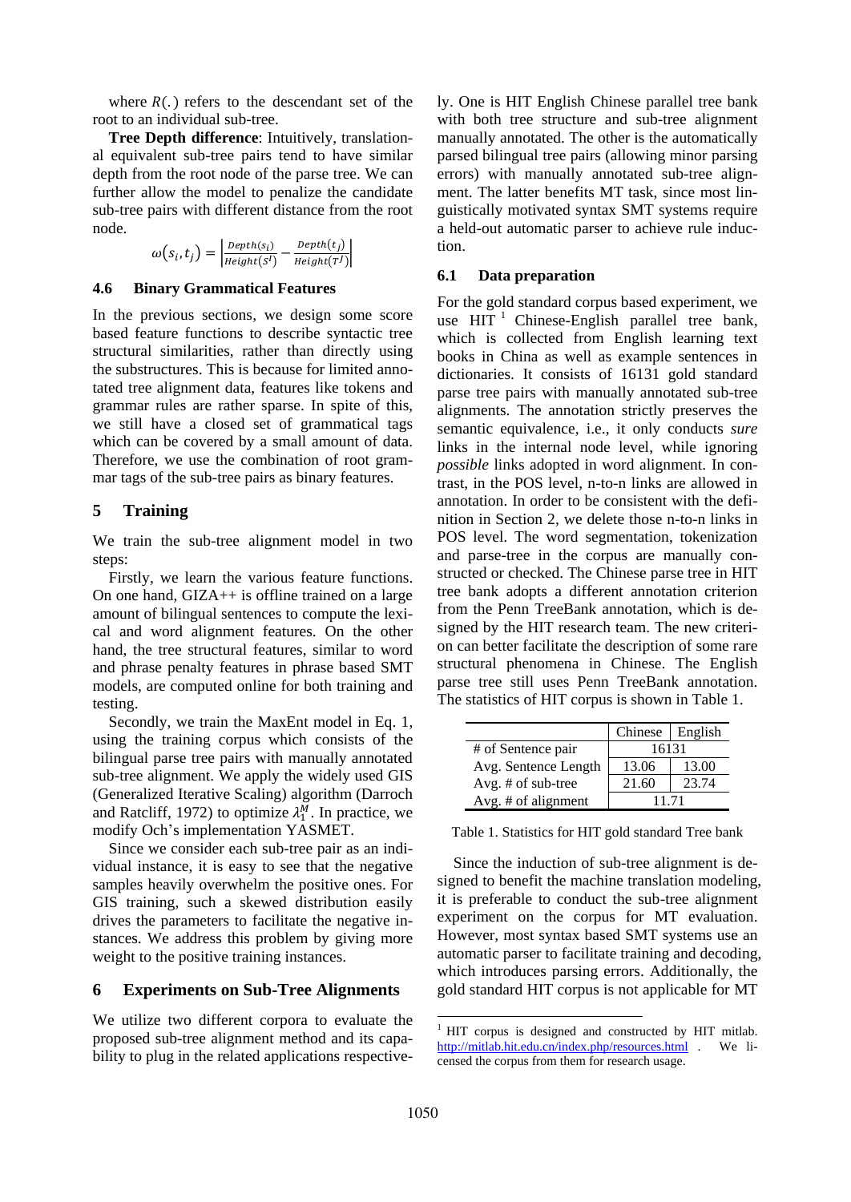where $R(.)$ refers to the descendant set of the root to an individual sub-tree.

**Tree Depth difference**: Intuitively, translational equivalent sub-tree pairs tend to have similar depth from the root node of the parse tree. We can further allow the model to penalize the candidate sub-tree pairs with different distance from the root node.

$$\omega(s_i, t_j) = \left| \frac{Depth(s_i)}{Height(S^I)} - \frac{Depth(t_j)}{Height(T^J)} \right|$$

### 4.6 Binary Grammatical Features

In the previous sections, we design some score based feature functions to describe syntactic tree structural similarities, rather than directly using the substructures. This is because for limited annotated tree alignment data, features like tokens and grammar rules are rather sparse. In spite of this, we still have a closed set of grammatical tags which can be covered by a small amount of data. Therefore, we use the combination of root grammar tags of the sub-tree pairs as binary features.

## 5 Training

We train the sub-tree alignment model in two steps:

Firstly, we learn the various feature functions. On one hand, GIZA++ is offline trained on a large amount of bilingual sentences to compute the lexical and word alignment features. On the other hand, the tree structural features, similar to word and phrase penalty features in phrase based SMT models, are computed online for both training and testing.

Secondly, we train the MaxEnt model in Eq. 1, using the training corpus which consists of the bilingual parse tree pairs with manually annotated sub-tree alignment. We apply the widely used GIS (Generalized Iterative Scaling) algorithm (Darroch and Ratcliff, 1972) to optimize $\lambda_1^M$. In practice, we modify Och's implementation YASMET.

Since we consider each sub-tree pair as an individual instance, it is easy to see that the negative samples heavily overwhelm the positive ones. For GIS training, such a skewed distribution easily drives the parameters to facilitate the negative instances. We address this problem by giving more weight to the positive training instances.

## 6 Experiments on Sub-Tree Alignments

We utilize two different corpora to evaluate the proposed sub-tree alignment method and its capability to plug in the related applications respectively. One is HIT English Chinese parallel tree bank with both tree structure and sub-tree alignment manually annotated. The other is the automatically parsed bilingual tree pairs (allowing minor parsing errors) with manually annotated sub-tree alignment. The latter benefits MT task, since most linguistically motivated syntax SMT systems require a held-out automatic parser to achieve rule induction.

### 6.1 Data preparation

For the gold standard corpus based experiment, we use HIT [1] Chinese-English parallel tree bank, which is collected from English learning text books in China as well as example sentences in dictionaries. It consists of 16131 gold standard parse tree pairs with manually annotated sub-tree alignments. The annotation strictly preserves the semantic equivalence, i.e., it only conducts *sure* links in the internal node level, while ignoring *possible* links adopted in word alignment. In contrast, in the POS level, n-to-n links are allowed in annotation. In order to be consistent with the definition in Section 2, we delete those n-to-n links in POS level. The word segmentation, tokenization and parse-tree in the corpus are manually constructed or checked. The Chinese parse tree in HIT tree bank adopts a different annotation criterion from the Penn TreeBank annotation, which is designed by the HIT research team. The new criterion can better facilitate the description of some rare structural phenomena in Chinese. The English parse tree still uses Penn TreeBank annotation. The statistics of HIT corpus is shown in Table 1.

| | Chinese | English |
|---|---|---|
| # of Sentence pair | 16131 | |
| Avg. Sentence Length | 13.06 | 13.00 |
| Avg. # of sub-tree | 21.60 | 23.74 |
| Avg. # of alignment | 11.71 | |

Table 1. Statistics for HIT gold standard Tree bank

Since the induction of sub-tree alignment is designed to benefit the machine translation modeling, it is preferable to conduct the sub-tree alignment experiment on the corpus for MT evaluation. However, most syntax based SMT systems use an automatic parser to facilitate training and decoding, which introduces parsing errors. Additionally, the gold standard HIT corpus is not applicable for MT

[1] HIT corpus is designed and constructed by HIT mitlab. http://mitlab.hit.edu.cn/index.php/resources.html . We licensed the corpus from them for research usage.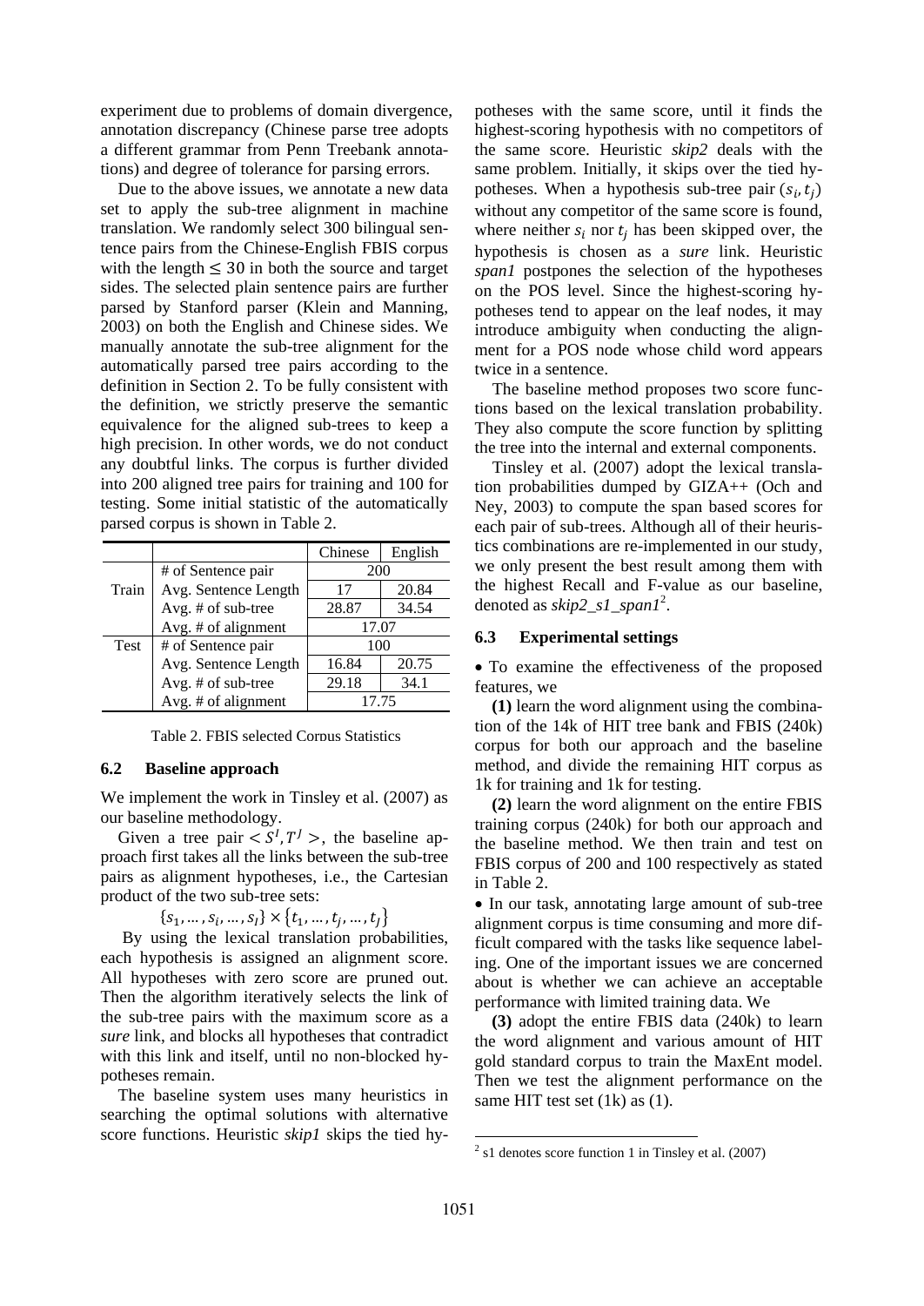experiment due to problems of domain divergence, annotation discrepancy (Chinese parse tree adopts a different grammar from Penn Treebank annotations) and degree of tolerance for parsing errors.

Due to the above issues, we annotate a new data set to apply the sub-tree alignment in machine translation. We randomly select 300 bilingual sentence pairs from the Chinese-English FBIS corpus with the length $\leq 30$ in both the source and target sides. The selected plain sentence pairs are further parsed by Stanford parser (Klein and Manning, 2003) on both the English and Chinese sides. We manually annotate the sub-tree alignment for the automatically parsed tree pairs according to the definition in Section 2. To be fully consistent with the definition, we strictly preserve the semantic equivalence for the aligned sub-trees to keep a high precision. In other words, we do not conduct any doubtful links. The corpus is further divided into 200 aligned tree pairs for training and 100 for testing. Some initial statistic of the automatically parsed corpus is shown in Table 2.

| | | Chinese | English |
|---|---|---|---|
| Train | # of Sentence pair | 200 | |
| | Avg. Sentence Length | 17 | 20.84 |
| | Avg. # of sub-tree | 28.87 | 34.54 |
| | Avg. # of alignment | 17.07 | |
| Test | # of Sentence pair | 100 | |
| | Avg. Sentence Length | 16.84 | 20.75 |
| | Avg. # of sub-tree | 29.18 | 34.1 |
| | Avg. # of alignment | 17.75 | |

Table 2. FBIS selected Corpus Statistics

### 6.2 Baseline approach

We implement the work in Tinsley et al. (2007) as our baseline methodology.

Given a tree pair $< S^I, T^J >$, the baseline approach first takes all the links between the sub-tree pairs as alignment hypotheses, i.e., the Cartesian product of the two sub-tree sets:

$$\{s_1, \ldots, s_i, \ldots, s_I\} \times \{t_1, \ldots, t_j, \ldots, t_J\}$$

By using the lexical translation probabilities, each hypothesis is assigned an alignment score. All hypotheses with zero score are pruned out. Then the algorithm iteratively selects the link of the sub-tree pairs with the maximum score as a *sure* link, and blocks all hypotheses that contradict with this link and itself, until no non-blocked hypotheses remain.

The baseline system uses many heuristics in searching the optimal solutions with alternative score functions. Heuristic *skip1* skips the tied hypotheses with the same score, until it finds the highest-scoring hypothesis with no competitors of the same score. Heuristic *skip2* deals with the same problem. Initially, it skips over the tied hypotheses. When a hypothesis sub-tree pair $(s_i, t_j)$ without any competitor of the same score is found, where neither $s_i$ nor $t_j$ has been skipped over, the hypothesis is chosen as a *sure* link. Heuristic *span1* postpones the selection of the hypotheses on the POS level. Since the highest-scoring hypotheses tend to appear on the leaf nodes, it may introduce ambiguity when conducting the alignment for a POS node whose child word appears twice in a sentence.

The baseline method proposes two score functions based on the lexical translation probability. They also compute the score function by splitting the tree into the internal and external components.

Tinsley et al. (2007) adopt the lexical translation probabilities dumped by GIZA++ (Och and Ney, 2003) to compute the span based scores for each pair of sub-trees. Although all of their heuristics combinations are re-implemented in our study, we only present the best result among them with the highest Recall and F-value as our baseline, denoted as *skip2_s1_span1*[2].

### 6.3 Experimental settings

- To examine the effectiveness of the proposed features, we

**(1)** learn the word alignment using the combination of the 14k of HIT tree bank and FBIS (240k) corpus for both our approach and the baseline method, and divide the remaining HIT corpus as 1k for training and 1k for testing.

**(2)** learn the word alignment on the entire FBIS training corpus (240k) for both our approach and the baseline method. We then train and test on FBIS corpus of 200 and 100 respectively as stated in Table 2.

- In our task, annotating large amount of sub-tree alignment corpus is time consuming and more difficult compared with the tasks like sequence labeling. One of the important issues we are concerned about is whether we can achieve an acceptable performance with limited training data. We

**(3)** adopt the entire FBIS data (240k) to learn the word alignment and various amount of HIT gold standard corpus to train the MaxEnt model. Then we test the alignment performance on the same HIT test set (1k) as (1).

[2] s1 denotes score function 1 in Tinsley et al. (2007)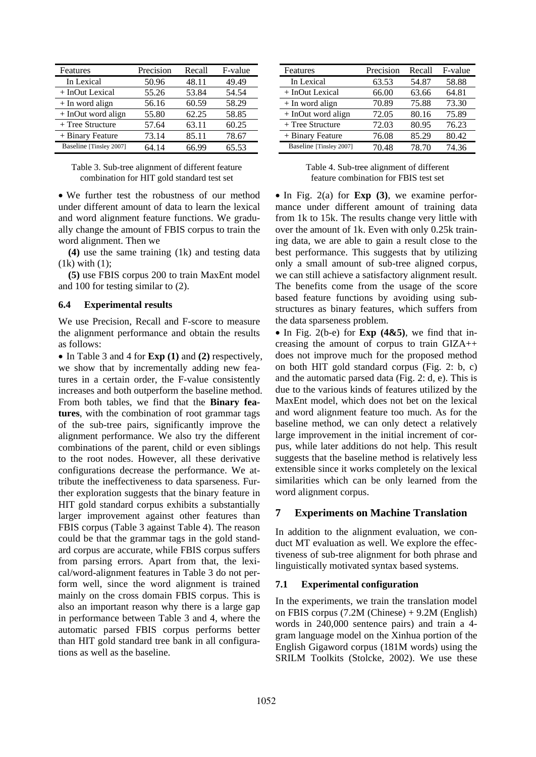| Features | Precision | Recall | F-value |
|---|---|---|---|
| In Lexical | 50.96 | 48.11 | 49.49 |
| + InOut Lexical | 55.26 | 53.84 | 54.54 |
| + In word align | 56.16 | 60.59 | 58.29 |
| + InOut word align | 55.80 | 62.25 | 58.85 |
| + Tree Structure | 57.64 | 63.11 | 60.25 |
| + Binary Feature | 73.14 | 85.11 | 78.67 |
| Baseline [Tinsley 2007] | 64.14 | 66.99 | 65.53 |

Table 3. Sub-tree alignment of different feature combination for HIT gold standard test set

- We further test the robustness of our method under different amount of data to learn the lexical and word alignment feature functions. We gradually change the amount of FBIS corpus to train the word alignment. Then we

**(4)** use the same training (1k) and testing data (1k) with (1);

**(5)** use FBIS corpus 200 to train MaxEnt model and 100 for testing similar to (2).

### 6.4 Experimental results

We use Precision, Recall and F-score to measure the alignment performance and obtain the results as follows:

- In Table 3 and 4 for **Exp (1)** and **(2)** respectively, we show that by incrementally adding new features in a certain order, the F-value consistently increases and both outperform the baseline method. From both tables, we find that the **Binary features**, with the combination of root grammar tags of the sub-tree pairs, significantly improve the alignment performance. We also try the different combinations of the parent, child or even siblings to the root nodes. However, all these derivative configurations decrease the performance. We attribute the ineffectiveness to data sparseness. Further exploration suggests that the binary feature in HIT gold standard corpus exhibits a substantially larger improvement against other features than FBIS corpus (Table 3 against Table 4). The reason could be that the grammar tags in the gold standard corpus are accurate, while FBIS corpus suffers from parsing errors. Apart from that, the lexical/word-alignment features in Table 3 do not perform well, since the word alignment is trained mainly on the cross domain FBIS corpus. This is also an important reason why there is a large gap in performance between Table 3 and 4, where the automatic parsed FBIS corpus performs better than HIT gold standard tree bank in all configurations as well as the baseline.

| Features | Precision | Recall | F-value |
|---|---|---|---|
| In Lexical | 63.53 | 54.87 | 58.88 |
| + InOut Lexical | 66.00 | 63.66 | 64.81 |
| + In word align | 70.89 | 75.88 | 73.30 |
| + InOut word align | 72.05 | 80.16 | 75.89 |
| + Tree Structure | 72.03 | 80.95 | 76.23 |
| + Binary Feature | 76.08 | 85.29 | 80.42 |
| Baseline [Tinsley 2007] | 70.48 | 78.70 | 74.36 |

Table 4. Sub-tree alignment of different feature combination for FBIS test set

- In Fig. 2(a) for **Exp (3)**, we examine performance under different amount of training data from 1k to 15k. The results change very little with over the amount of 1k. Even with only 0.25k training data, we are able to gain a result close to the best performance. This suggests that by utilizing only a small amount of sub-tree aligned corpus, we can still achieve a satisfactory alignment result. The benefits come from the usage of the score based feature functions by avoiding using substructures as binary features, which suffers from the data sparseness problem.
- In Fig. 2(b-e) for **Exp (4&5)**, we find that increasing the amount of corpus to train GIZA++ does not improve much for the proposed method on both HIT gold standard corpus (Fig. 2: b, c) and the automatic parsed data (Fig. 2: d, e). This is due to the various kinds of features utilized by the MaxEnt model, which does not bet on the lexical and word alignment feature too much. As for the baseline method, we can only detect a relatively large improvement in the initial increment of corpus, while later additions do not help. This result suggests that the baseline method is relatively less extensible since it works completely on the lexical similarities which can be only learned from the word alignment corpus.

## 7 Experiments on Machine Translation

In addition to the alignment evaluation, we conduct MT evaluation as well. We explore the effectiveness of sub-tree alignment for both phrase and linguistically motivated syntax based systems.

### 7.1 Experimental configuration

In the experiments, we train the translation model on FBIS corpus (7.2M (Chinese) + 9.2M (English) words in 240,000 sentence pairs) and train a 4-gram language model on the Xinhua portion of the English Gigaword corpus (181M words) using the SRILM Toolkits (Stolcke, 2002). We use these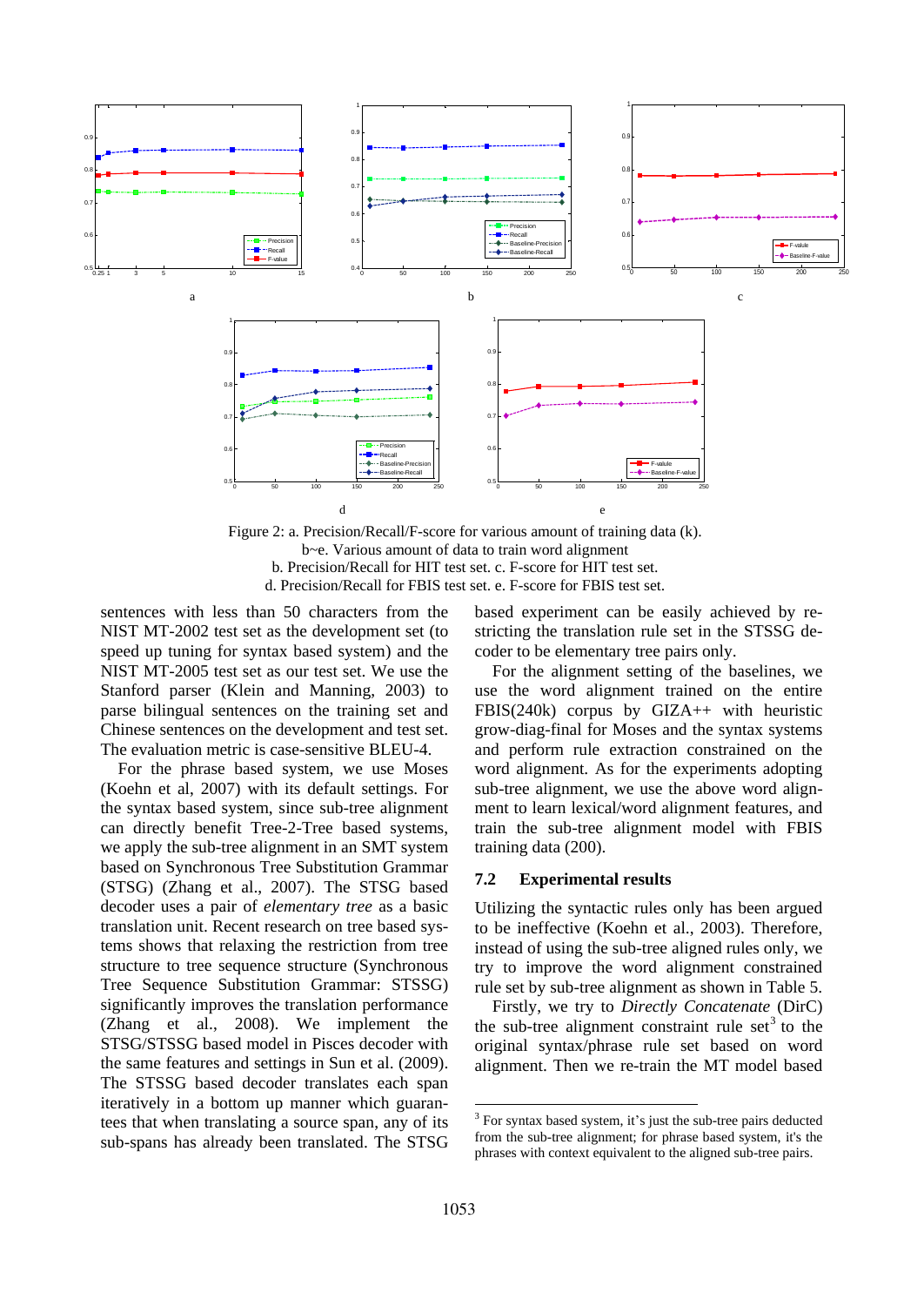Figure 2: a. Precision/Recall/F-score for various amount of training data (k).
b~e. Various amount of data to train word alignment
b. Precision/Recall for HIT test set. c. F-score for HIT test set.
d. Precision/Recall for FBIS test set. e. F-score for FBIS test set.

sentences with less than 50 characters from the NIST MT-2002 test set as the development set (to speed up tuning for syntax based system) and the NIST MT-2005 test set as our test set. We use the Stanford parser (Klein and Manning, 2003) to parse bilingual sentences on the training set and Chinese sentences on the development and test set. The evaluation metric is case-sensitive BLEU-4.

For the phrase based system, we use Moses (Koehn et al, 2007) with its default settings. For the syntax based system, since sub-tree alignment can directly benefit Tree-2-Tree based systems, we apply the sub-tree alignment in an SMT system based on Synchronous Tree Substitution Grammar (STSG) (Zhang et al., 2007). The STSG based decoder uses a pair of *elementary tree* as a basic translation unit. Recent research on tree based systems shows that relaxing the restriction from tree structure to tree sequence structure (Synchronous Tree Sequence Substitution Grammar: STSSG) significantly improves the translation performance (Zhang et al., 2008). We implement the STSG/STSSG based model in Pisces decoder with the same features and settings in Sun et al. (2009). The STSSG based decoder translates each span iteratively in a bottom up manner which guarantees that when translating a source span, any of its sub-spans has already been translated. The STSG based experiment can be easily achieved by restricting the translation rule set in the STSSG decoder to be elementary tree pairs only.

For the alignment setting of the baselines, we use the word alignment trained on the entire FBIS(240k) corpus by GIZA++ with heuristic grow-diag-final for Moses and the syntax systems and perform rule extraction constrained on the word alignment. As for the experiments adopting sub-tree alignment, we use the above word alignment to learn lexical/word alignment features, and train the sub-tree alignment model with FBIS training data (200).

## 7.2 Experimental results

Utilizing the syntactic rules only has been argued to be ineffective (Koehn et al., 2003). Therefore, instead of using the sub-tree aligned rules only, we try to improve the word alignment constrained rule set by sub-tree alignment as shown in Table 5.

Firstly, we try to *Directly Concatenate* (DirC) the sub-tree alignment constraint rule set[3] to the original syntax/phrase rule set based on word alignment. Then we re-train the MT model based

[3] For syntax based system, it's just the sub-tree pairs deducted from the sub-tree alignment; for phrase based system, it's the phrases with context equivalent to the aligned sub-tree pairs.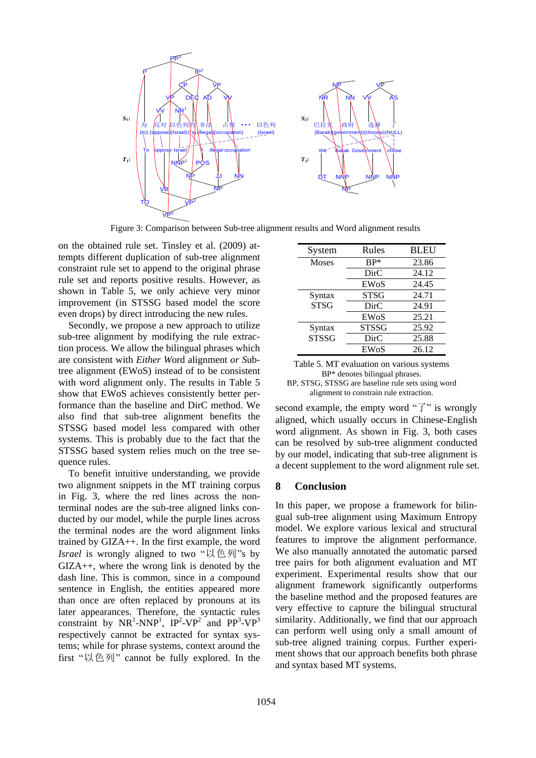Figure 3: Comparison between Sub-tree alignment results and Word alignment results

on the obtained rule set. Tinsley et al. (2009) attempts different duplication of sub-tree alignment constraint rule set to append to the original phrase rule set and reports positive results. However, as shown in Table 5, we only achieve very minor improvement (in STSSG based model the score even drops) by direct introducing the new rules.

Secondly, we propose a new approach to utilize sub-tree alignment by modifying the rule extraction process. We allow the bilingual phrases which are consistent with *Either* Word alignment *or* Sub-tree alignment (EWoS) instead of to be consistent with word alignment only. The results in Table 5 show that EWoS achieves consistently better performance than the baseline and DirC method. We also find that sub-tree alignment benefits the STSSG based model less compared with other systems. This is probably due to the fact that the STSSG based system relies much on the tree sequence rules.

To benefit intuitive understanding, we provide two alignment snippets in the MT training corpus in Fig. 3, where the red lines across the non-terminal nodes are the sub-tree aligned links conducted by our model, while the purple lines across the terminal nodes are the word alignment links trained by GIZA++. In the first example, the word *Israel* is wrongly aligned to two "以色列"s by GIZA++, where the wrong link is denoted by the dash line. This is common, since in a compound sentence in English, the entities appeared more than once are often replaced by pronouns at its later appearances. Therefore, the syntactic rules constraint by $NR^1$-$NNP^1$, $IP^2$-$VP^2$ and $PP^3$-$VP^3$ respectively cannot be extracted for syntax systems; while for phrase systems, context around the first "以色列" cannot be fully explored. In the second example, the empty word "了" is wrongly aligned, which usually occurs in Chinese-English word alignment. As shown in Fig. 3, both cases can be resolved by sub-tree alignment conducted by our model, indicating that sub-tree alignment is a decent supplement to the word alignment rule set.

| System | Rules | BLEU |
|---|---|---|
| Moses | BP* | 23.86 |
| | DirC | 24.12 |
| | EWoS | 24.45 |
| Syntax STSG | STSG | 24.71 |
| | DirC | 24.91 |
| | EWoS | 25.21 |
| Syntax STSSG | STSSG | 25.92 |
| | DirC | 25.88 |
| | EWoS | 26.12 |

Table 5. MT evaluation on various systems
BP* denotes bilingual phrases.
BP, STSG, STSSG are baseline rule sets using word alignment to constrain rule extraction.

## 8 Conclusion

In this paper, we propose a framework for bilingual sub-tree alignment using Maximum Entropy model. We explore various lexical and structural features to improve the alignment performance. We also manually annotated the automatic parsed tree pairs for both alignment evaluation and MT experiment. Experimental results show that our alignment framework significantly outperforms the baseline method and the proposed features are very effective to capture the bilingual structural similarity. Additionally, we find that our approach can perform well using only a small amount of sub-tree aligned training corpus. Further experiment shows that our approach benefits both phrase and syntax based MT systems.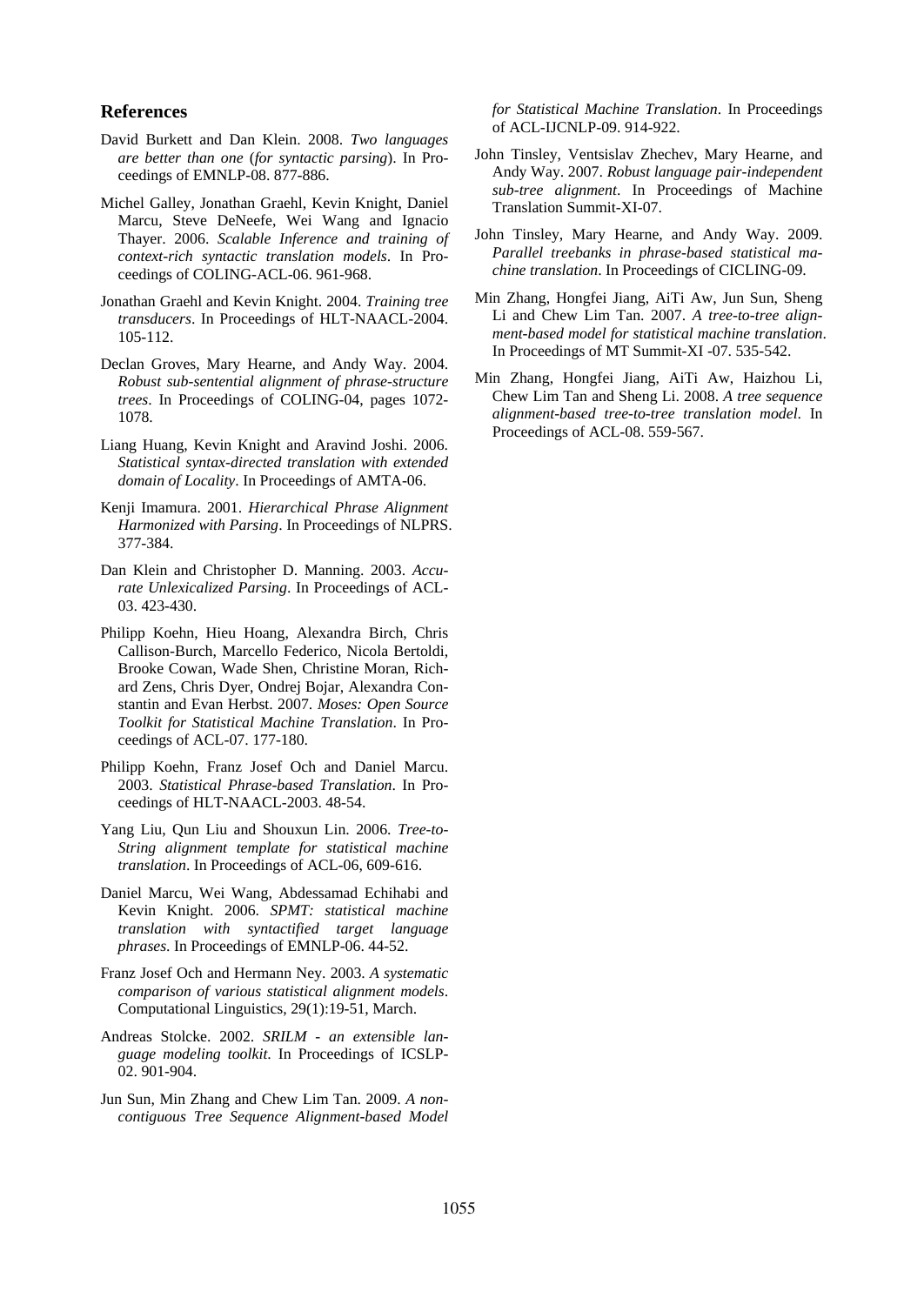## References

David Burkett and Dan Klein. 2008. *Two languages are better than one* (*for syntactic parsing*). In Proceedings of EMNLP-08. 877-886.

Michel Galley, Jonathan Graehl, Kevin Knight, Daniel Marcu, Steve DeNeefe, Wei Wang and Ignacio Thayer. 2006. *Scalable Inference and training of context-rich syntactic translation models*. In Proceedings of COLING-ACL-06. 961-968.

Jonathan Graehl and Kevin Knight. 2004. *Training tree transducers*. In Proceedings of HLT-NAACL-2004. 105-112.

Declan Groves, Mary Hearne, and Andy Way. 2004. *Robust sub-sentential alignment of phrase-structure trees*. In Proceedings of COLING-04, pages 1072-1078.

Liang Huang, Kevin Knight and Aravind Joshi. 2006. *Statistical syntax-directed translation with extended domain of Locality*. In Proceedings of AMTA-06.

Kenji Imamura. 2001. *Hierarchical Phrase Alignment Harmonized with Parsing*. In Proceedings of NLPRS. 377-384.

Dan Klein and Christopher D. Manning. 2003. *Accurate Unlexicalized Parsing*. In Proceedings of ACL-03. 423-430.

Philipp Koehn, Hieu Hoang, Alexandra Birch, Chris Callison-Burch, Marcello Federico, Nicola Bertoldi, Brooke Cowan, Wade Shen, Christine Moran, Richard Zens, Chris Dyer, Ondrej Bojar, Alexandra Constantin and Evan Herbst. 2007. *Moses: Open Source Toolkit for Statistical Machine Translation*. In Proceedings of ACL-07. 177-180.

Philipp Koehn, Franz Josef Och and Daniel Marcu. 2003. *Statistical Phrase-based Translation*. In Proceedings of HLT-NAACL-2003. 48-54.

Yang Liu, Qun Liu and Shouxun Lin. 2006. *Tree-to-String alignment template for statistical machine translation*. In Proceedings of ACL-06, 609-616.

Daniel Marcu, Wei Wang, Abdessamad Echihabi and Kevin Knight. 2006. *SPMT: statistical machine translation with syntactified target language phrases*. In Proceedings of EMNLP-06. 44-52.

Franz Josef Och and Hermann Ney. 2003. *A systematic comparison of various statistical alignment models*. Computational Linguistics, 29(1):19-51, March.

Andreas Stolcke. 2002. *SRILM - an extensible language modeling toolkit*. In Proceedings of ICSLP-02. 901-904.

Jun Sun, Min Zhang and Chew Lim Tan. 2009. *A non-contiguous Tree Sequence Alignment-based Model for Statistical Machine Translation*. In Proceedings of ACL-IJCNLP-09. 914-922.

John Tinsley, Ventsislav Zhechev, Mary Hearne, and Andy Way. 2007. *Robust language pair-independent sub-tree alignment*. In Proceedings of Machine Translation Summit-XI-07.

John Tinsley, Mary Hearne, and Andy Way. 2009. *Parallel treebanks in phrase-based statistical machine translation*. In Proceedings of CICLING-09.

Min Zhang, Hongfei Jiang, AiTi Aw, Jun Sun, Sheng Li and Chew Lim Tan. 2007. *A tree-to-tree alignment-based model for statistical machine translation*. In Proceedings of MT Summit-XI -07. 535-542.

Min Zhang, Hongfei Jiang, AiTi Aw, Haizhou Li, Chew Lim Tan and Sheng Li. 2008. *A tree sequence alignment-based tree-to-tree translation model*. In Proceedings of ACL-08. 559-567.